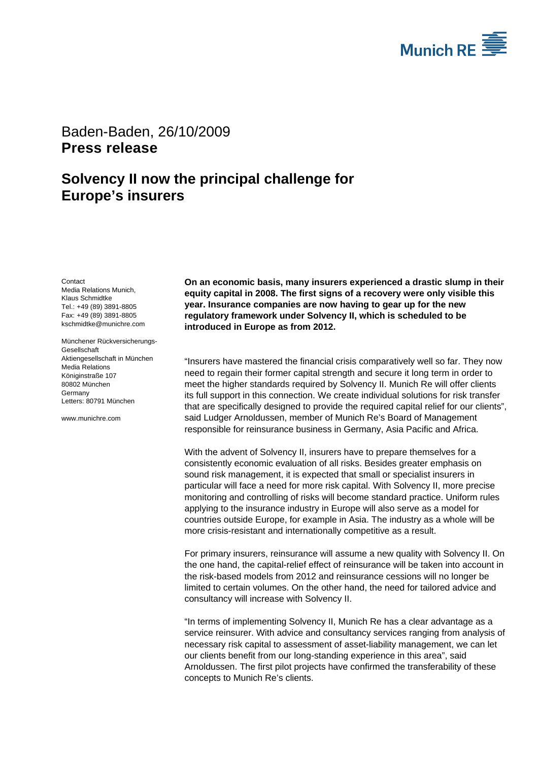Baden-Baden, 26/10/2009
**Press release**

# Solvency II now the principal challenge for Europe's insurers

Contact
Media Relations Munich,
Klaus Schmidtke
Tel.: +49 (89) 3891-8805
Fax: +49 (89) 3891-8805
kschmidtke@munichre.com

Münchener Rückversicherungs-Gesellschaft
Aktiengesellschaft in München
Media Relations
Königinstraße 107
80802 München
Germany
Letters: 80791 München

www.munichre.com

**On an economic basis, many insurers experienced a drastic slump in their equity capital in 2008. The first signs of a recovery were only visible this year. Insurance companies are now having to gear up for the new regulatory framework under Solvency II, which is scheduled to be introduced in Europe as from 2012.**

"Insurers have mastered the financial crisis comparatively well so far. They now need to regain their former capital strength and secure it long term in order to meet the higher standards required by Solvency II. Munich Re will offer clients its full support in this connection. We create individual solutions for risk transfer that are specifically designed to provide the required capital relief for our clients", said Ludger Arnoldussen, member of Munich Re's Board of Management responsible for reinsurance business in Germany, Asia Pacific and Africa.

With the advent of Solvency II, insurers have to prepare themselves for a consistently economic evaluation of all risks. Besides greater emphasis on sound risk management, it is expected that small or specialist insurers in particular will face a need for more risk capital. With Solvency II, more precise monitoring and controlling of risks will become standard practice. Uniform rules applying to the insurance industry in Europe will also serve as a model for countries outside Europe, for example in Asia. The industry as a whole will be more crisis-resistant and internationally competitive as a result.

For primary insurers, reinsurance will assume a new quality with Solvency II. On the one hand, the capital-relief effect of reinsurance will be taken into account in the risk-based models from 2012 and reinsurance cessions will no longer be limited to certain volumes. On the other hand, the need for tailored advice and consultancy will increase with Solvency II.

"In terms of implementing Solvency II, Munich Re has a clear advantage as a service reinsurer. With advice and consultancy services ranging from analysis of necessary risk capital to assessment of asset-liability management, we can let our clients benefit from our long-standing experience in this area", said Arnoldussen. The first pilot projects have confirmed the transferability of these concepts to Munich Re's clients.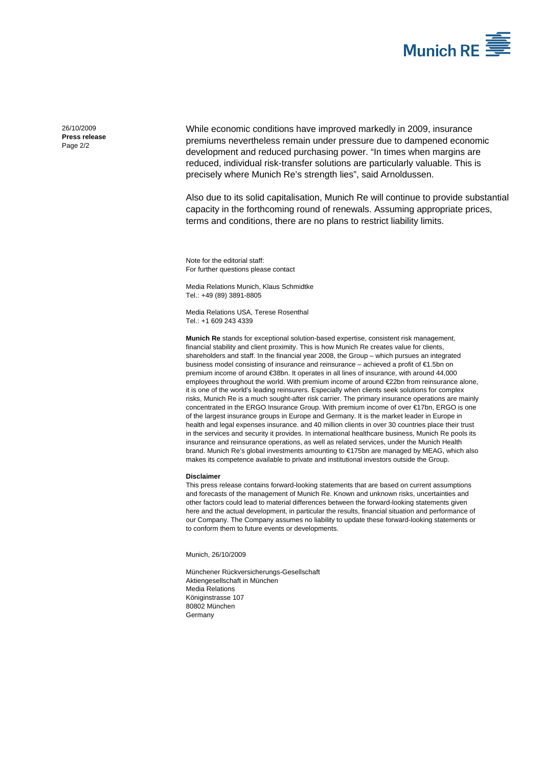While economic conditions have improved markedly in 2009, insurance premiums nevertheless remain under pressure due to dampened economic development and reduced purchasing power. "In times when margins are reduced, individual risk-transfer solutions are particularly valuable. This is precisely where Munich Re's strength lies", said Arnoldussen.

Also due to its solid capitalisation, Munich Re will continue to provide substantial capacity in the forthcoming round of renewals. Assuming appropriate prices, terms and conditions, there are no plans to restrict liability limits.

Note for the editorial staff:
For further questions please contact

Media Relations Munich, Klaus Schmidtke
Tel.: +49 (89) 3891-8805

Media Relations USA, Terese Rosenthal
Tel.: +1 609 243 4339

**Munich Re** stands for exceptional solution-based expertise, consistent risk management, financial stability and client proximity. This is how Munich Re creates value for clients, shareholders and staff. In the financial year 2008, the Group – which pursues an integrated business model consisting of insurance and reinsurance – achieved a profit of €1.5bn on premium income of around €38bn. It operates in all lines of insurance, with around 44,000 employees throughout the world. With premium income of around €22bn from reinsurance alone, it is one of the world's leading reinsurers. Especially when clients seek solutions for complex risks, Munich Re is a much sought-after risk carrier. The primary insurance operations are mainly concentrated in the ERGO Insurance Group. With premium income of over €17bn, ERGO is one of the largest insurance groups in Europe and Germany. It is the market leader in Europe in health and legal expenses insurance. and 40 million clients in over 30 countries place their trust in the services and security it provides. In international healthcare business, Munich Re pools its insurance and reinsurance operations, as well as related services, under the Munich Health brand. Munich Re's global investments amounting to €175bn are managed by MEAG, which also makes its competence available to private and institutional investors outside the Group.

**Disclaimer**
This press release contains forward-looking statements that are based on current assumptions and forecasts of the management of Munich Re. Known and unknown risks, uncertainties and other factors could lead to material differences between the forward-looking statements given here and the actual development, in particular the results, financial situation and performance of our Company. The Company assumes no liability to update these forward-looking statements or to conform them to future events or developments.

Munich, 26/10/2009

Münchener Rückversicherungs-Gesellschaft
Aktiengesellschaft in München
Media Relations
Königinstrasse 107
80802 München
Germany